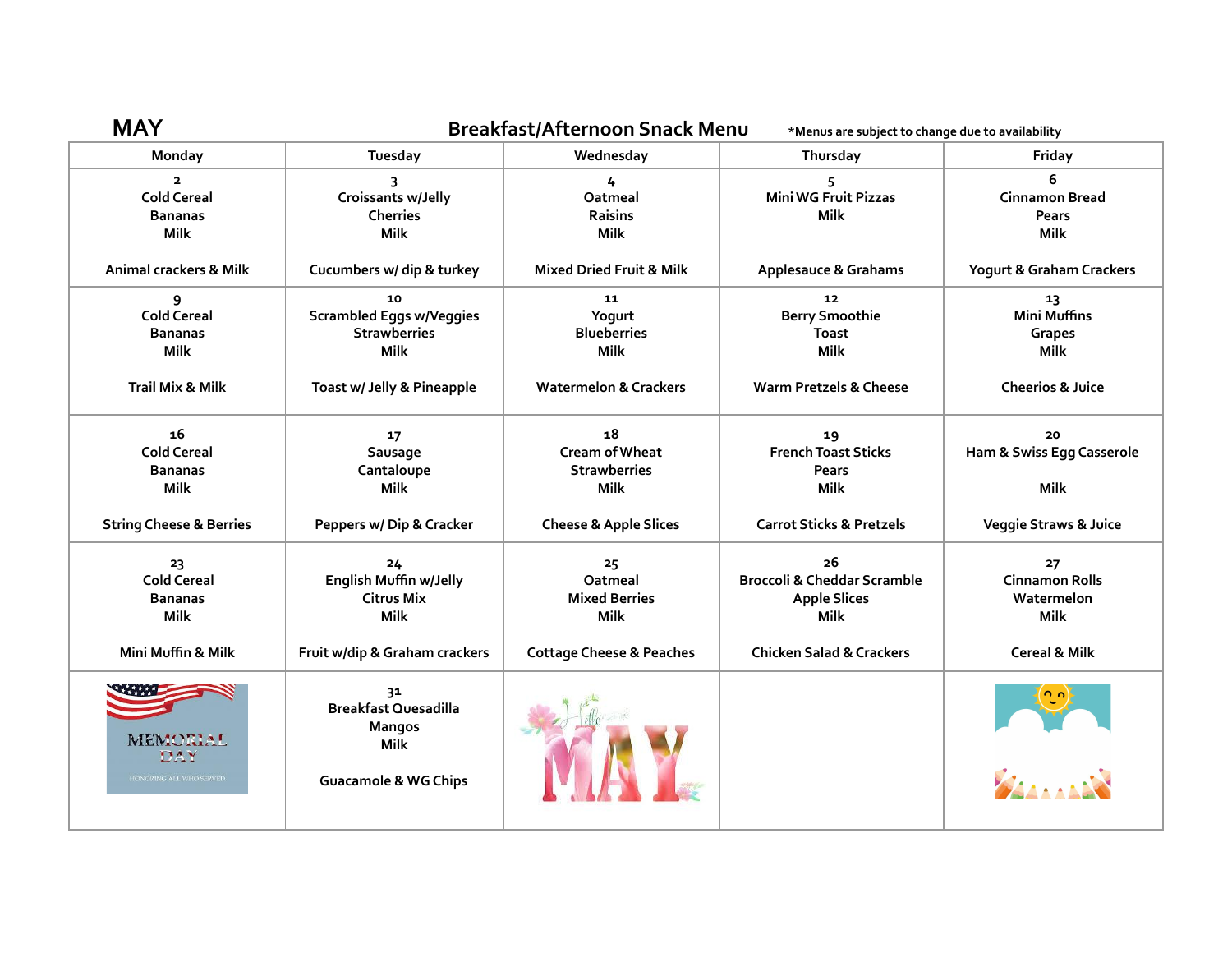# MAY

## Breakfast/Afternoon Snack Menu

*Menus are subject to change due to availability

| Monday | Tuesday | Wednesday | Thursday | Friday |
|---|---|---|---|---|
| 2<br>Cold Cereal<br>Bananas<br>Milk<br><br>Animal crackers & Milk | 3<br>Croissants w/Jelly<br>Cherries<br>Milk<br><br>Cucumbers w/ dip & turkey | 4<br>Oatmeal<br>Raisins<br>Milk<br><br>Mixed Dried Fruit & Milk | 5<br>Mini WG Fruit Pizzas<br>Milk<br><br>Applesauce & Grahams | 6<br>Cinnamon Bread<br>Pears<br>Milk<br><br>Yogurt & Graham Crackers |
| 9<br>Cold Cereal<br>Bananas<br>Milk<br><br>Trail Mix & Milk | 10<br>Scrambled Eggs w/Veggies<br>Strawberries<br>Milk<br><br>Toast w/ Jelly & Pineapple | 11<br>Yogurt<br>Blueberries<br>Milk<br><br>Watermelon & Crackers | 12<br>Berry Smoothie<br>Toast<br>Milk<br><br>Warm Pretzels & Cheese | 13<br>Mini Muffins<br>Grapes<br>Milk<br><br>Cheerios & Juice |
| 16<br>Cold Cereal<br>Bananas<br>Milk<br><br>String Cheese & Berries | 17<br>Sausage<br>Cantaloupe<br>Milk<br><br>Peppers w/ Dip & Cracker | 18<br>Cream of Wheat<br>Strawberries<br>Milk<br><br>Cheese & Apple Slices | 19<br>French Toast Sticks<br>Pears<br>Milk<br><br>Carrot Sticks & Pretzels | 20<br>Ham & Swiss Egg Casserole<br><br>Milk<br><br>Veggie Straws & Juice |
| 23<br>Cold Cereal<br>Bananas<br>Milk<br><br>Mini Muffin & Milk | 24<br>English Muffin w/Jelly<br>Citrus Mix<br>Milk<br><br>Fruit w/dip & Graham crackers | 25<br>Oatmeal<br>Mixed Berries<br>Milk<br><br>Cottage Cheese & Peaches | 26<br>Broccoli & Cheddar Scramble<br>Apple Slices<br>Milk<br><br>Chicken Salad & Crackers | 27<br>Cinnamon Rolls<br>Watermelon<br>Milk<br><br>Cereal & Milk |
| MEMORIAL DAY<br>HONORING ALL WHO SERVED | 31<br>Breakfast Quesadilla<br>Mangos<br>Milk<br><br>Guacamole & WG Chips | | | |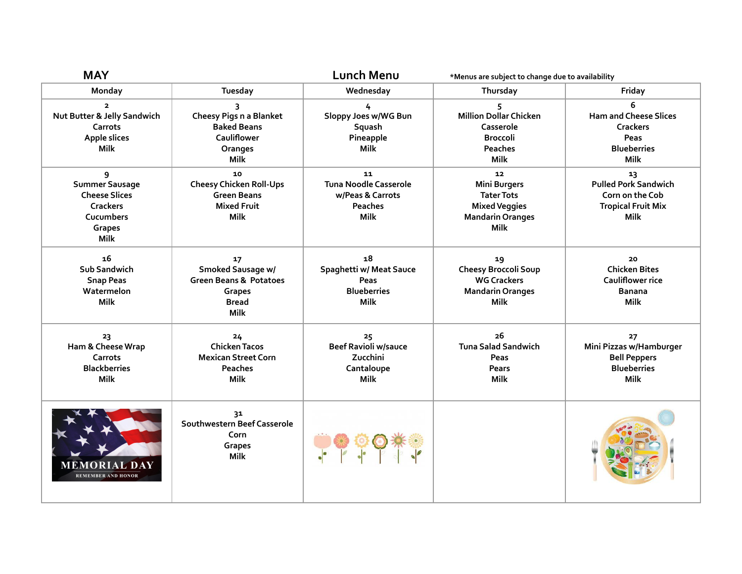MAY **Lunch Menu** *Menus are subject to change due to availability

| Monday | Tuesday | Wednesday | Thursday | Friday |
|---|---|---|---|---|
| 2<br>Nut Butter & Jelly Sandwich<br>Carrots<br>Apple slices<br>Milk | 3<br>Cheesy Pigs n a Blanket<br>Baked Beans<br>Cauliflower<br>Oranges<br>Milk | 4<br>Sloppy Joes w/WG Bun<br>Squash<br>Pineapple<br>Milk | 5<br>Million Dollar Chicken Casserole<br>Broccoli<br>Peaches<br>Milk | 6<br>Ham and Cheese Slices<br>Crackers<br>Peas<br>Blueberries<br>Milk |
| 9<br>Summer Sausage<br>Cheese Slices<br>Crackers<br>Cucumbers<br>Grapes<br>Milk | 10<br>Cheesy Chicken Roll-Ups<br>Green Beans<br>Mixed Fruit<br>Milk | 11<br>Tuna Noodle Casserole w/Peas & Carrots<br>Peaches<br>Milk | 12<br>Mini Burgers<br>Tater Tots<br>Mixed Veggies<br>Mandarin Oranges<br>Milk | 13<br>Pulled Pork Sandwich<br>Corn on the Cob<br>Tropical Fruit Mix<br>Milk |
| 16<br>Sub Sandwich<br>Snap Peas<br>Watermelon<br>Milk | 17<br>Smoked Sausage w/ Green Beans & Potatoes<br>Grapes<br>Bread<br>Milk | 18<br>Spaghetti w/ Meat Sauce<br>Peas<br>Blueberries<br>Milk | 19<br>Cheesy Broccoli Soup<br>WG Crackers<br>Mandarin Oranges<br>Milk | 20<br>Chicken Bites<br>Cauliflower rice<br>Banana<br>Milk |
| 23<br>Ham & Cheese Wrap<br>Carrots<br>Blackberries<br>Milk | 24<br>Chicken Tacos<br>Mexican Street Corn<br>Peaches<br>Milk | 25<br>Beef Ravioli w/sauce<br>Zucchini<br>Cantaloupe<br>Milk | 26<br>Tuna Salad Sandwich<br>Peas<br>Pears<br>Milk | 27<br>Mini Pizzas w/Hamburger<br>Bell Peppers<br>Blueberries<br>Milk |
| MEMORIAL DAY<br>REMEMBER AND HONOR | 31<br>Southwestern Beef Casserole<br>Corn<br>Grapes<br>Milk | | | |